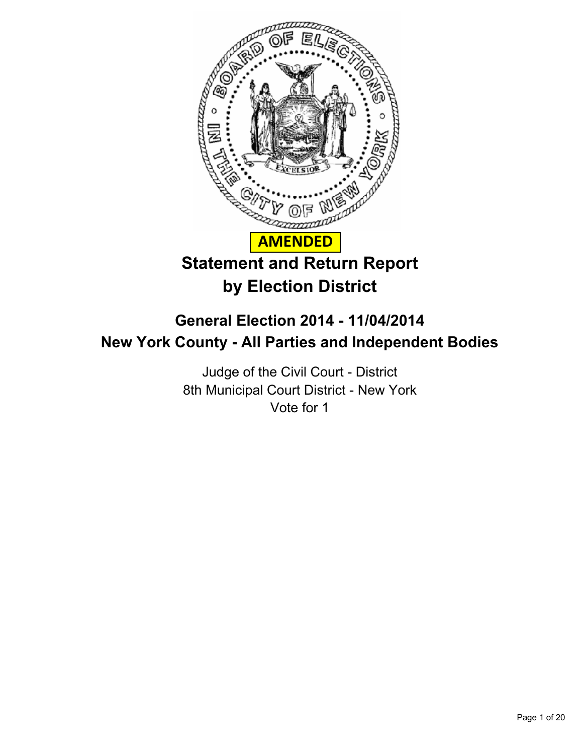**AMENDED**

# Statement and Return Report by Election District

## General Election 2014 - 11/04/2014
## New York County - All Parties and Independent Bodies

Judge of the Civil Court - District
8th Municipal Court District - New York
Vote for 1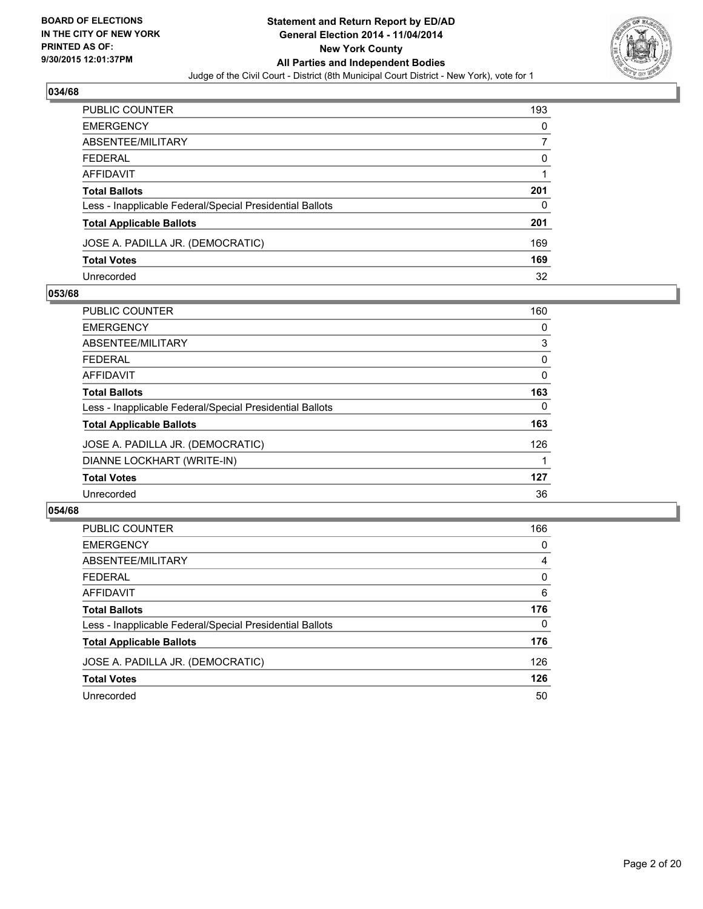BOARD OF ELECTIONS
IN THE CITY OF NEW YORK
PRINTED AS OF:
9/30/2015 12:01:37PM

**Statement and Return Report by ED/AD**
**General Election 2014 - 11/04/2014**
**New York County**
**All Parties and Independent Bodies**
Judge of the Civil Court - District (8th Municipal Court District - New York), vote for 1

## 034/68

| | |
|---|---|
| PUBLIC COUNTER | 193 |
| EMERGENCY | 0 |
| ABSENTEE/MILITARY | 7 |
| FEDERAL | 0 |
| AFFIDAVIT | 1 |
| **Total Ballots** | **201** |
| Less - Inapplicable Federal/Special Presidential Ballots | 0 |
| **Total Applicable Ballots** | **201** |
| JOSE A. PADILLA JR. (DEMOCRATIC) | 169 |
| **Total Votes** | **169** |
| Unrecorded | 32 |

## 053/68

| | |
|---|---|
| PUBLIC COUNTER | 160 |
| EMERGENCY | 0 |
| ABSENTEE/MILITARY | 3 |
| FEDERAL | 0 |
| AFFIDAVIT | 0 |
| **Total Ballots** | **163** |
| Less - Inapplicable Federal/Special Presidential Ballots | 0 |
| **Total Applicable Ballots** | **163** |
| JOSE A. PADILLA JR. (DEMOCRATIC) | 126 |
| DIANNE LOCKHART (WRITE-IN) | 1 |
| **Total Votes** | **127** |
| Unrecorded | 36 |

## 054/68

| | |
|---|---|
| PUBLIC COUNTER | 166 |
| EMERGENCY | 0 |
| ABSENTEE/MILITARY | 4 |
| FEDERAL | 0 |
| AFFIDAVIT | 6 |
| **Total Ballots** | **176** |
| Less - Inapplicable Federal/Special Presidential Ballots | 0 |
| **Total Applicable Ballots** | **176** |
| JOSE A. PADILLA JR. (DEMOCRATIC) | 126 |
| **Total Votes** | **126** |
| Unrecorded | 50 |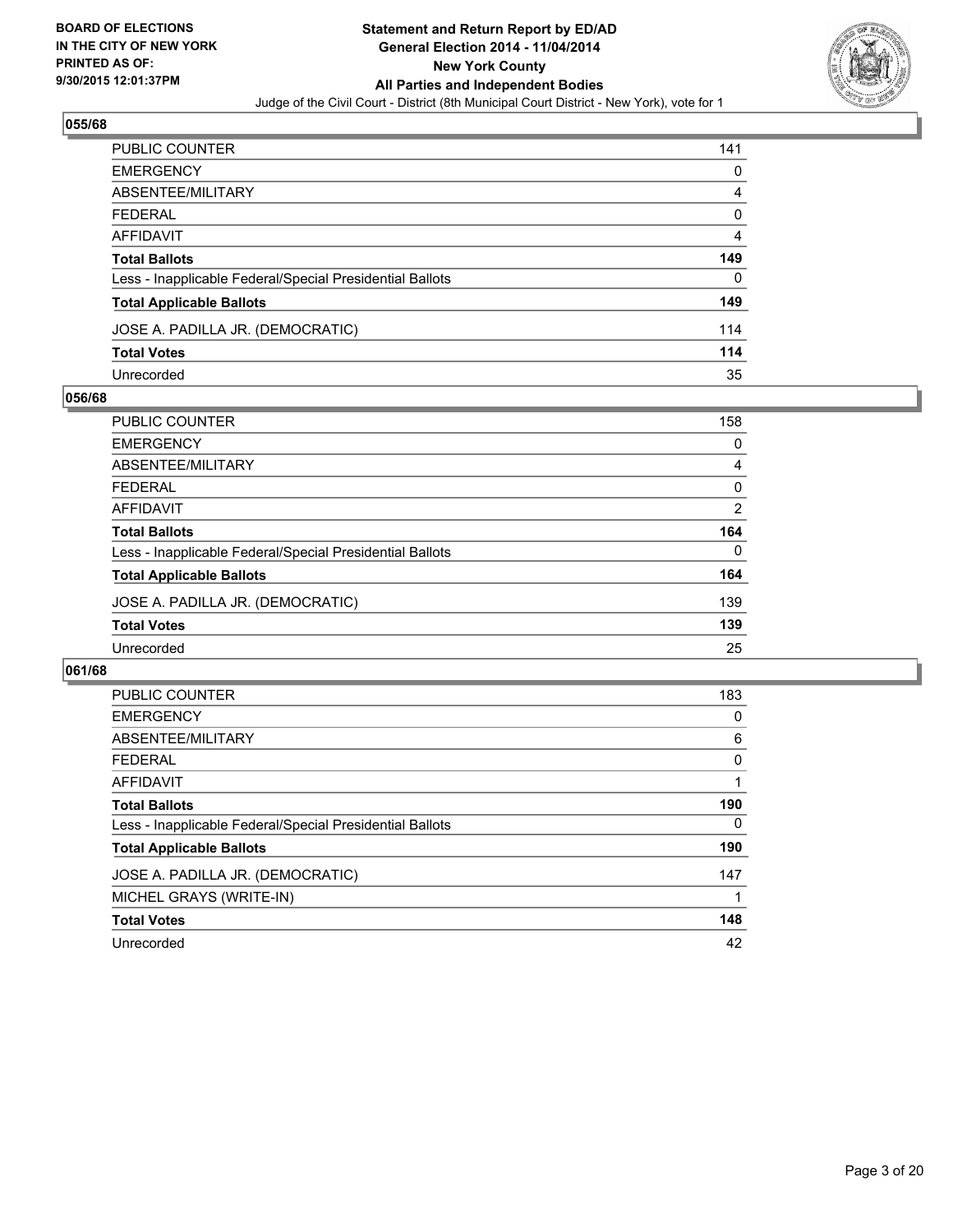**BOARD OF ELECTIONS IN THE CITY OF NEW YORK PRINTED AS OF: 9/30/2015 12:01:37PM**

# Statement and Return Report by ED/AD
## General Election 2014 - 11/04/2014
## New York County
## All Parties and Independent Bodies

Judge of the Civil Court - District (8th Municipal Court District - New York), vote for 1

### 055/68

| | |
|---|---|
| PUBLIC COUNTER | 141 |
| EMERGENCY | 0 |
| ABSENTEE/MILITARY | 4 |
| FEDERAL | 0 |
| AFFIDAVIT | 4 |
| **Total Ballots** | **149** |
| Less - Inapplicable Federal/Special Presidential Ballots | 0 |
| **Total Applicable Ballots** | **149** |
| JOSE A. PADILLA JR. (DEMOCRATIC) | 114 |
| **Total Votes** | **114** |
| Unrecorded | 35 |

### 056/68

| | |
|---|---|
| PUBLIC COUNTER | 158 |
| EMERGENCY | 0 |
| ABSENTEE/MILITARY | 4 |
| FEDERAL | 0 |
| AFFIDAVIT | 2 |
| **Total Ballots** | **164** |
| Less - Inapplicable Federal/Special Presidential Ballots | 0 |
| **Total Applicable Ballots** | **164** |
| JOSE A. PADILLA JR. (DEMOCRATIC) | 139 |
| **Total Votes** | **139** |
| Unrecorded | 25 |

### 061/68

| | |
|---|---|
| PUBLIC COUNTER | 183 |
| EMERGENCY | 0 |
| ABSENTEE/MILITARY | 6 |
| FEDERAL | 0 |
| AFFIDAVIT | 1 |
| **Total Ballots** | **190** |
| Less - Inapplicable Federal/Special Presidential Ballots | 0 |
| **Total Applicable Ballots** | **190** |
| JOSE A. PADILLA JR. (DEMOCRATIC) | 147 |
| MICHEL GRAYS (WRITE-IN) | 1 |
| **Total Votes** | **148** |
| Unrecorded | 42 |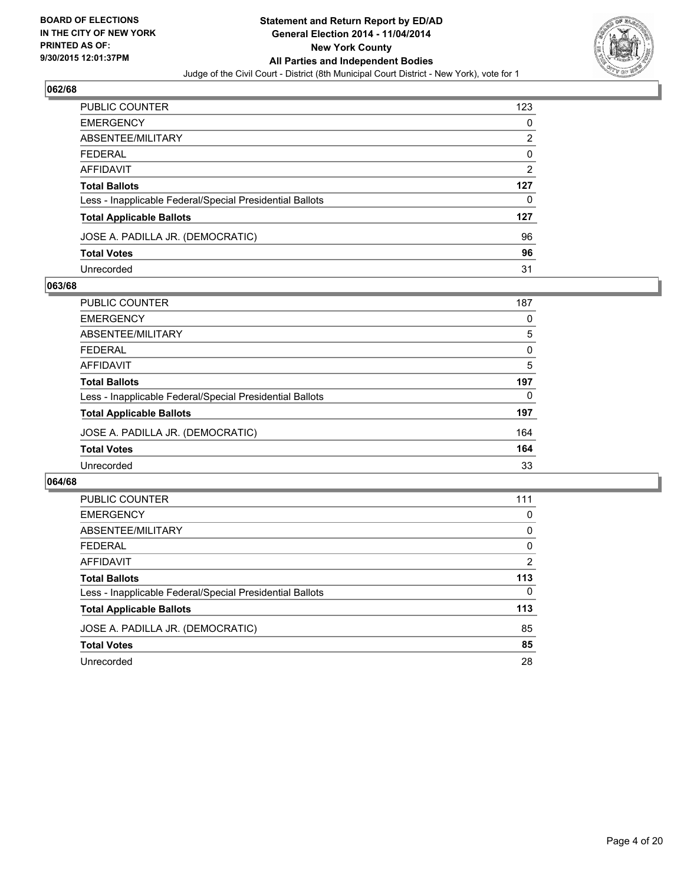**BOARD OF ELECTIONS IN THE CITY OF NEW YORK PRINTED AS OF: 9/30/2015 12:01:37PM**

**Statement and Return Report by ED/AD General Election 2014 - 11/04/2014 New York County All Parties and Independent Bodies**

Judge of the Civil Court - District (8th Municipal Court District - New York), vote for 1

## 062/68

| | |
|---|---|
| PUBLIC COUNTER | 123 |
| EMERGENCY | 0 |
| ABSENTEE/MILITARY | 2 |
| FEDERAL | 0 |
| AFFIDAVIT | 2 |
| **Total Ballots** | **127** |
| Less - Inapplicable Federal/Special Presidential Ballots | 0 |
| **Total Applicable Ballots** | **127** |
| JOSE A. PADILLA JR. (DEMOCRATIC) | 96 |
| **Total Votes** | **96** |
| Unrecorded | 31 |

## 063/68

| | |
|---|---|
| PUBLIC COUNTER | 187 |
| EMERGENCY | 0 |
| ABSENTEE/MILITARY | 5 |
| FEDERAL | 0 |
| AFFIDAVIT | 5 |
| **Total Ballots** | **197** |
| Less - Inapplicable Federal/Special Presidential Ballots | 0 |
| **Total Applicable Ballots** | **197** |
| JOSE A. PADILLA JR. (DEMOCRATIC) | 164 |
| **Total Votes** | **164** |
| Unrecorded | 33 |

## 064/68

| | |
|---|---|
| PUBLIC COUNTER | 111 |
| EMERGENCY | 0 |
| ABSENTEE/MILITARY | 0 |
| FEDERAL | 0 |
| AFFIDAVIT | 2 |
| **Total Ballots** | **113** |
| Less - Inapplicable Federal/Special Presidential Ballots | 0 |
| **Total Applicable Ballots** | **113** |
| JOSE A. PADILLA JR. (DEMOCRATIC) | 85 |
| **Total Votes** | **85** |
| Unrecorded | 28 |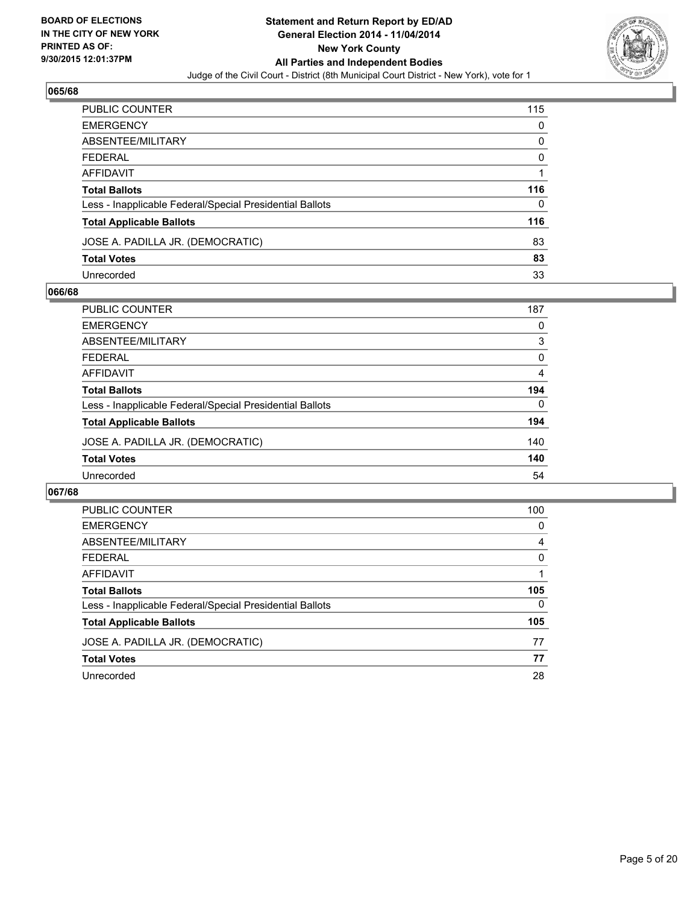## 065/68

| | |
|---|---|
| PUBLIC COUNTER | 115 |
| EMERGENCY | 0 |
| ABSENTEE/MILITARY | 0 |
| FEDERAL | 0 |
| AFFIDAVIT | 1 |
| **Total Ballots** | **116** |
| Less - Inapplicable Federal/Special Presidential Ballots | 0 |
| **Total Applicable Ballots** | **116** |
| JOSE A. PADILLA JR. (DEMOCRATIC) | 83 |
| **Total Votes** | **83** |
| Unrecorded | 33 |

## 066/68

| | |
|---|---|
| PUBLIC COUNTER | 187 |
| EMERGENCY | 0 |
| ABSENTEE/MILITARY | 3 |
| FEDERAL | 0 |
| AFFIDAVIT | 4 |
| **Total Ballots** | **194** |
| Less - Inapplicable Federal/Special Presidential Ballots | 0 |
| **Total Applicable Ballots** | **194** |
| JOSE A. PADILLA JR. (DEMOCRATIC) | 140 |
| **Total Votes** | **140** |
| Unrecorded | 54 |

## 067/68

| | |
|---|---|
| PUBLIC COUNTER | 100 |
| EMERGENCY | 0 |
| ABSENTEE/MILITARY | 4 |
| FEDERAL | 0 |
| AFFIDAVIT | 1 |
| **Total Ballots** | **105** |
| Less - Inapplicable Federal/Special Presidential Ballots | 0 |
| **Total Applicable Ballots** | **105** |
| JOSE A. PADILLA JR. (DEMOCRATIC) | 77 |
| **Total Votes** | **77** |
| Unrecorded | 28 |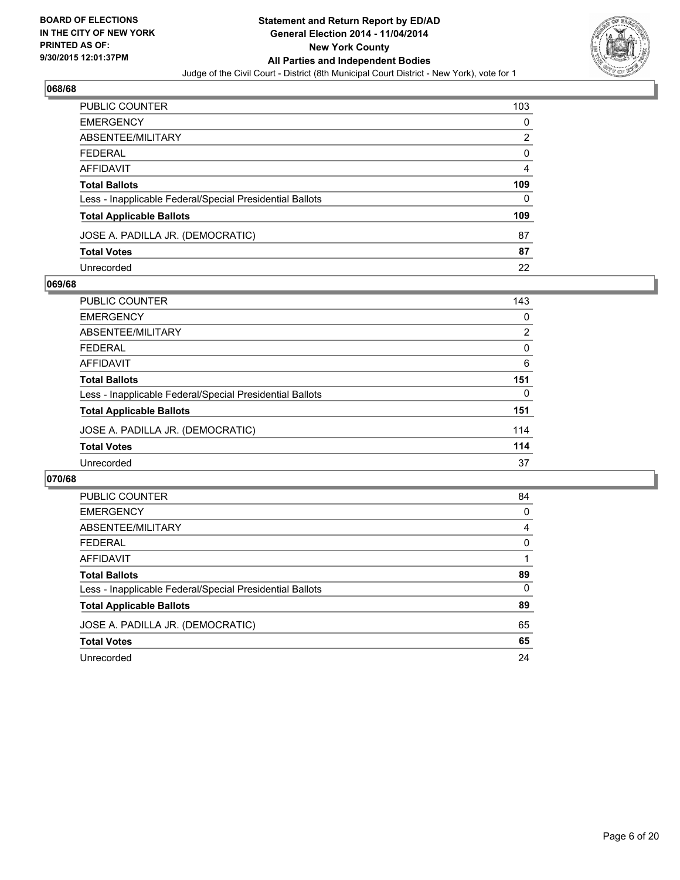## 068/68

| | |
|---|---|
| PUBLIC COUNTER | 103 |
| EMERGENCY | 0 |
| ABSENTEE/MILITARY | 2 |
| FEDERAL | 0 |
| AFFIDAVIT | 4 |
| **Total Ballots** | **109** |
| Less - Inapplicable Federal/Special Presidential Ballots | 0 |
| **Total Applicable Ballots** | **109** |
| JOSE A. PADILLA JR. (DEMOCRATIC) | 87 |
| **Total Votes** | **87** |
| Unrecorded | 22 |

## 069/68

| | |
|---|---|
| PUBLIC COUNTER | 143 |
| EMERGENCY | 0 |
| ABSENTEE/MILITARY | 2 |
| FEDERAL | 0 |
| AFFIDAVIT | 6 |
| **Total Ballots** | **151** |
| Less - Inapplicable Federal/Special Presidential Ballots | 0 |
| **Total Applicable Ballots** | **151** |
| JOSE A. PADILLA JR. (DEMOCRATIC) | 114 |
| **Total Votes** | **114** |
| Unrecorded | 37 |

## 070/68

| | |
|---|---|
| PUBLIC COUNTER | 84 |
| EMERGENCY | 0 |
| ABSENTEE/MILITARY | 4 |
| FEDERAL | 0 |
| AFFIDAVIT | 1 |
| **Total Ballots** | **89** |
| Less - Inapplicable Federal/Special Presidential Ballots | 0 |
| **Total Applicable Ballots** | **89** |
| JOSE A. PADILLA JR. (DEMOCRATIC) | 65 |
| **Total Votes** | **65** |
| Unrecorded | 24 |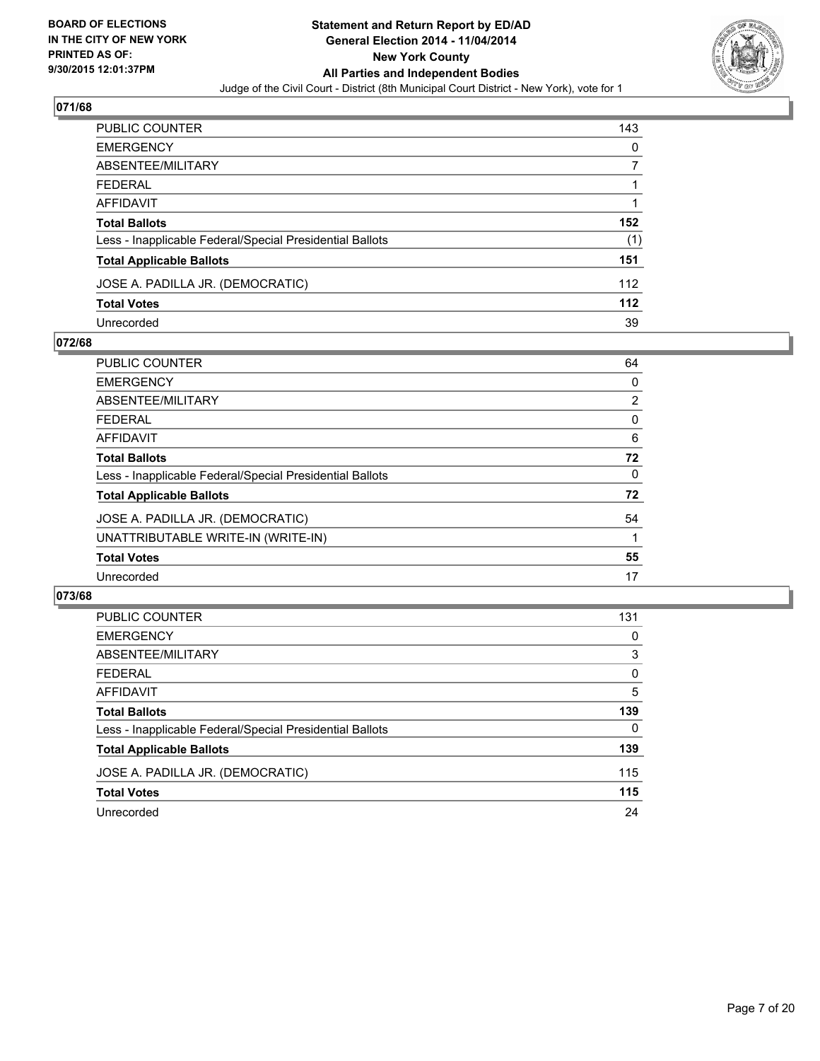**BOARD OF ELECTIONS IN THE CITY OF NEW YORK PRINTED AS OF: 9/30/2015 12:01:37PM**

**Statement and Return Report by ED/AD General Election 2014 - 11/04/2014 New York County All Parties and Independent Bodies**

Judge of the Civil Court - District (8th Municipal Court District - New York), vote for 1

## 071/68

| | |
|---|---|
| PUBLIC COUNTER | 143 |
| EMERGENCY | 0 |
| ABSENTEE/MILITARY | 7 |
| FEDERAL | 1 |
| AFFIDAVIT | 1 |
| **Total Ballots** | **152** |
| Less - Inapplicable Federal/Special Presidential Ballots | (1) |
| **Total Applicable Ballots** | **151** |
| JOSE A. PADILLA JR. (DEMOCRATIC) | 112 |
| **Total Votes** | **112** |
| Unrecorded | 39 |

## 072/68

| | |
|---|---|
| PUBLIC COUNTER | 64 |
| EMERGENCY | 0 |
| ABSENTEE/MILITARY | 2 |
| FEDERAL | 0 |
| AFFIDAVIT | 6 |
| **Total Ballots** | **72** |
| Less - Inapplicable Federal/Special Presidential Ballots | 0 |
| **Total Applicable Ballots** | **72** |
| JOSE A. PADILLA JR. (DEMOCRATIC) | 54 |
| UNATTRIBUTABLE WRITE-IN (WRITE-IN) | 1 |
| **Total Votes** | **55** |
| Unrecorded | 17 |

## 073/68

| | |
|---|---|
| PUBLIC COUNTER | 131 |
| EMERGENCY | 0 |
| ABSENTEE/MILITARY | 3 |
| FEDERAL | 0 |
| AFFIDAVIT | 5 |
| **Total Ballots** | **139** |
| Less - Inapplicable Federal/Special Presidential Ballots | 0 |
| **Total Applicable Ballots** | **139** |
| JOSE A. PADILLA JR. (DEMOCRATIC) | 115 |
| **Total Votes** | **115** |
| Unrecorded | 24 |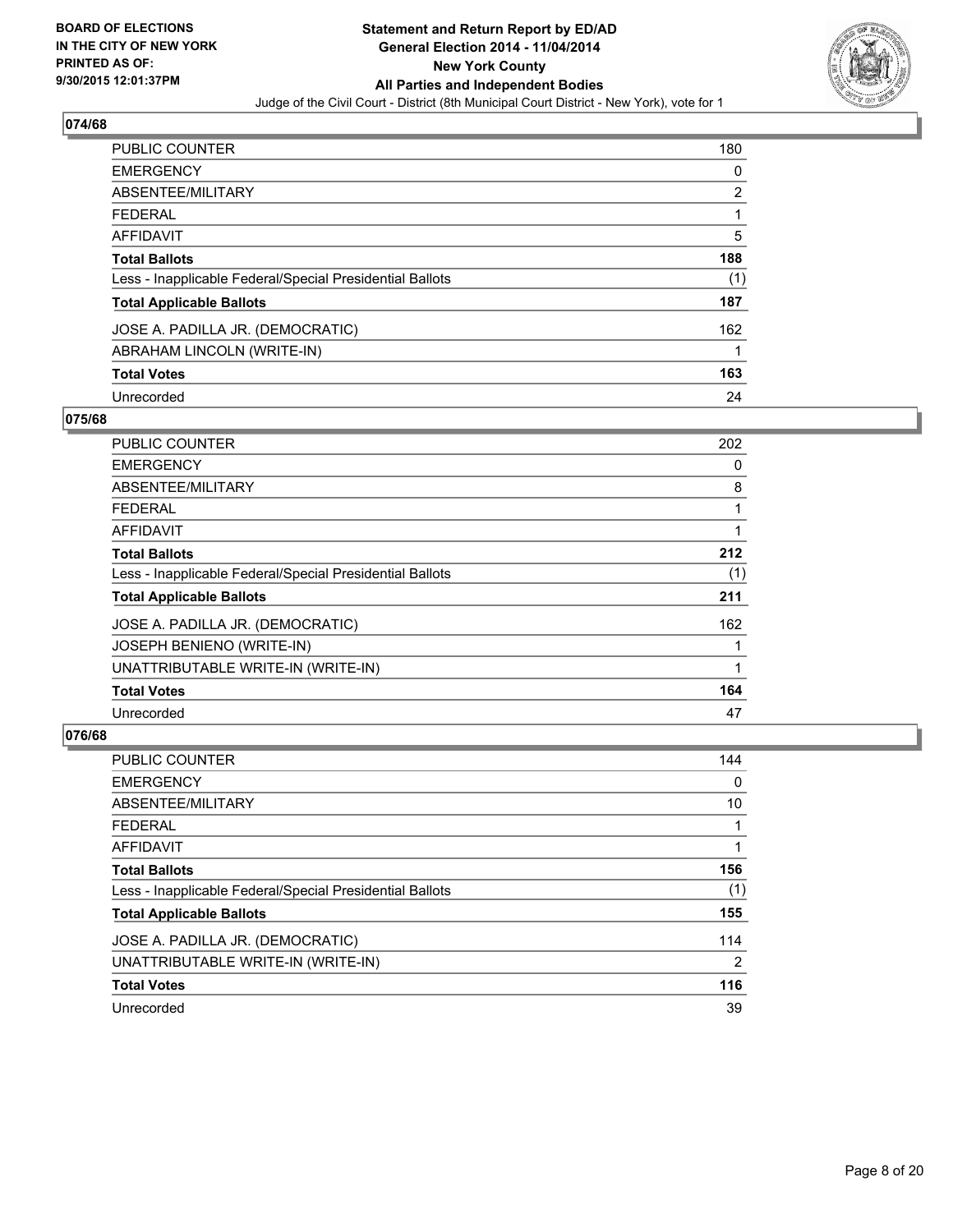BOARD OF ELECTIONS
IN THE CITY OF NEW YORK
PRINTED AS OF:
9/30/2015 12:01:37PM

**Statement and Return Report by ED/AD**
**General Election 2014 - 11/04/2014**
**New York County**
**All Parties and Independent Bodies**
Judge of the Civil Court - District (8th Municipal Court District - New York), vote for 1

## 074/68

| | |
|---|---|
| PUBLIC COUNTER | 180 |
| EMERGENCY | 0 |
| ABSENTEE/MILITARY | 2 |
| FEDERAL | 1 |
| AFFIDAVIT | 5 |
| **Total Ballots** | **188** |
| Less - Inapplicable Federal/Special Presidential Ballots | (1) |
| **Total Applicable Ballots** | **187** |
| JOSE A. PADILLA JR. (DEMOCRATIC) | 162 |
| ABRAHAM LINCOLN (WRITE-IN) | 1 |
| **Total Votes** | **163** |
| Unrecorded | 24 |

## 075/68

| | |
|---|---|
| PUBLIC COUNTER | 202 |
| EMERGENCY | 0 |
| ABSENTEE/MILITARY | 8 |
| FEDERAL | 1 |
| AFFIDAVIT | 1 |
| **Total Ballots** | **212** |
| Less - Inapplicable Federal/Special Presidential Ballots | (1) |
| **Total Applicable Ballots** | **211** |
| JOSE A. PADILLA JR. (DEMOCRATIC) | 162 |
| JOSEPH BENIENO (WRITE-IN) | 1 |
| UNATTRIBUTABLE WRITE-IN (WRITE-IN) | 1 |
| **Total Votes** | **164** |
| Unrecorded | 47 |

## 076/68

| | |
|---|---|
| PUBLIC COUNTER | 144 |
| EMERGENCY | 0 |
| ABSENTEE/MILITARY | 10 |
| FEDERAL | 1 |
| AFFIDAVIT | 1 |
| **Total Ballots** | **156** |
| Less - Inapplicable Federal/Special Presidential Ballots | (1) |
| **Total Applicable Ballots** | **155** |
| JOSE A. PADILLA JR. (DEMOCRATIC) | 114 |
| UNATTRIBUTABLE WRITE-IN (WRITE-IN) | 2 |
| **Total Votes** | **116** |
| Unrecorded | 39 |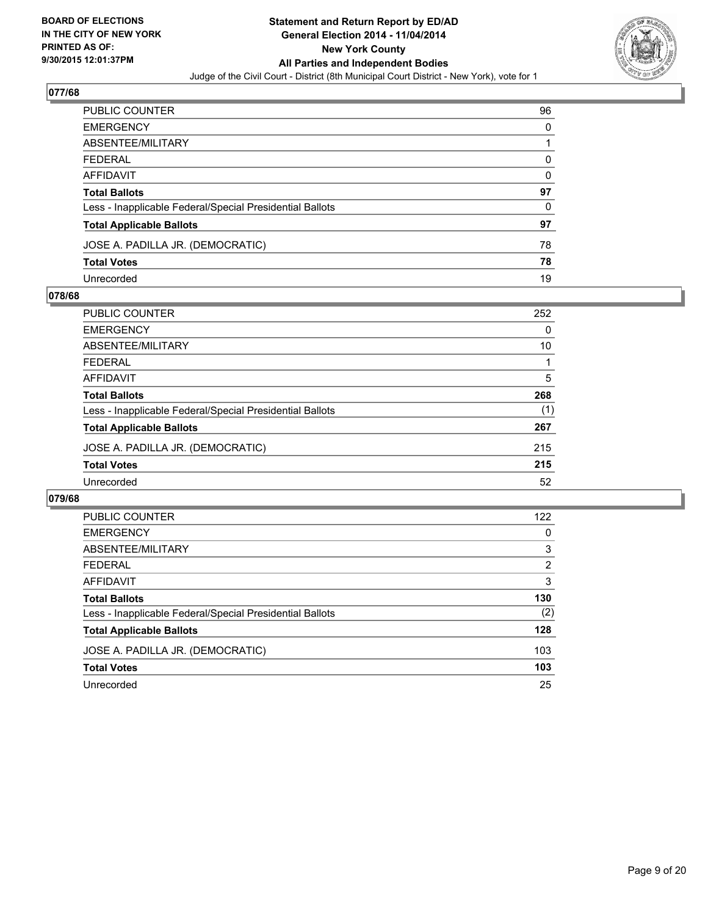## 077/68

| | |
|---|---|
| PUBLIC COUNTER | 96 |
| EMERGENCY | 0 |
| ABSENTEE/MILITARY | 1 |
| FEDERAL | 0 |
| AFFIDAVIT | 0 |
| **Total Ballots** | **97** |
| Less - Inapplicable Federal/Special Presidential Ballots | 0 |
| **Total Applicable Ballots** | **97** |
| JOSE A. PADILLA JR. (DEMOCRATIC) | 78 |
| **Total Votes** | **78** |
| Unrecorded | 19 |

## 078/68

| | |
|---|---|
| PUBLIC COUNTER | 252 |
| EMERGENCY | 0 |
| ABSENTEE/MILITARY | 10 |
| FEDERAL | 1 |
| AFFIDAVIT | 5 |
| **Total Ballots** | **268** |
| Less - Inapplicable Federal/Special Presidential Ballots | (1) |
| **Total Applicable Ballots** | **267** |
| JOSE A. PADILLA JR. (DEMOCRATIC) | 215 |
| **Total Votes** | **215** |
| Unrecorded | 52 |

## 079/68

| | |
|---|---|
| PUBLIC COUNTER | 122 |
| EMERGENCY | 0 |
| ABSENTEE/MILITARY | 3 |
| FEDERAL | 2 |
| AFFIDAVIT | 3 |
| **Total Ballots** | **130** |
| Less - Inapplicable Federal/Special Presidential Ballots | (2) |
| **Total Applicable Ballots** | **128** |
| JOSE A. PADILLA JR. (DEMOCRATIC) | 103 |
| **Total Votes** | **103** |
| Unrecorded | 25 |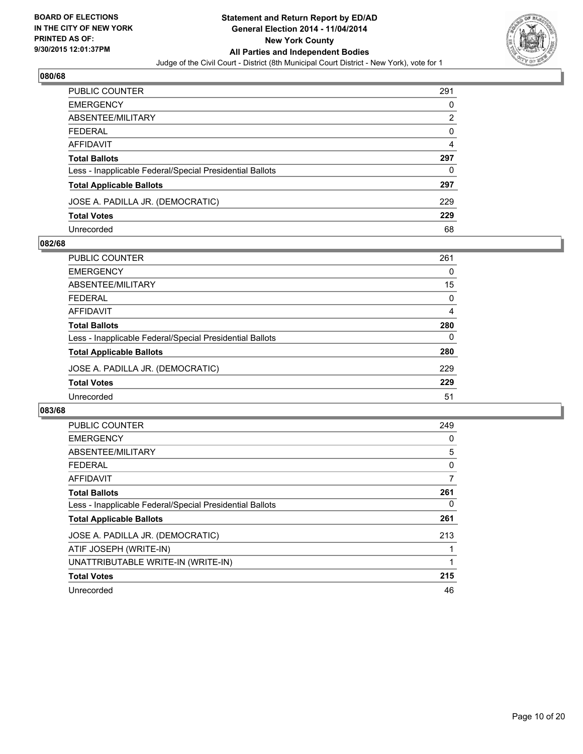BOARD OF ELECTIONS IN THE CITY OF NEW YORK PRINTED AS OF: 9/30/2015 12:01:37PM

# Statement and Return Report by ED/AD
## General Election 2014 - 11/04/2014
## New York County
## All Parties and Independent Bodies

Judge of the Civil Court - District (8th Municipal Court District - New York), vote for 1

### 080/68

| | |
|---|---|
| PUBLIC COUNTER | 291 |
| EMERGENCY | 0 |
| ABSENTEE/MILITARY | 2 |
| FEDERAL | 0 |
| AFFIDAVIT | 4 |
| **Total Ballots** | **297** |
| Less - Inapplicable Federal/Special Presidential Ballots | 0 |
| **Total Applicable Ballots** | **297** |
| JOSE A. PADILLA JR. (DEMOCRATIC) | 229 |
| **Total Votes** | **229** |
| Unrecorded | 68 |

### 082/68

| | |
|---|---|
| PUBLIC COUNTER | 261 |
| EMERGENCY | 0 |
| ABSENTEE/MILITARY | 15 |
| FEDERAL | 0 |
| AFFIDAVIT | 4 |
| **Total Ballots** | **280** |
| Less - Inapplicable Federal/Special Presidential Ballots | 0 |
| **Total Applicable Ballots** | **280** |
| JOSE A. PADILLA JR. (DEMOCRATIC) | 229 |
| **Total Votes** | **229** |
| Unrecorded | 51 |

### 083/68

| | |
|---|---|
| PUBLIC COUNTER | 249 |
| EMERGENCY | 0 |
| ABSENTEE/MILITARY | 5 |
| FEDERAL | 0 |
| AFFIDAVIT | 7 |
| **Total Ballots** | **261** |
| Less - Inapplicable Federal/Special Presidential Ballots | 0 |
| **Total Applicable Ballots** | **261** |
| JOSE A. PADILLA JR. (DEMOCRATIC) | 213 |
| ATIF JOSEPH (WRITE-IN) | 1 |
| UNATTRIBUTABLE WRITE-IN (WRITE-IN) | 1 |
| **Total Votes** | **215** |
| Unrecorded | 46 |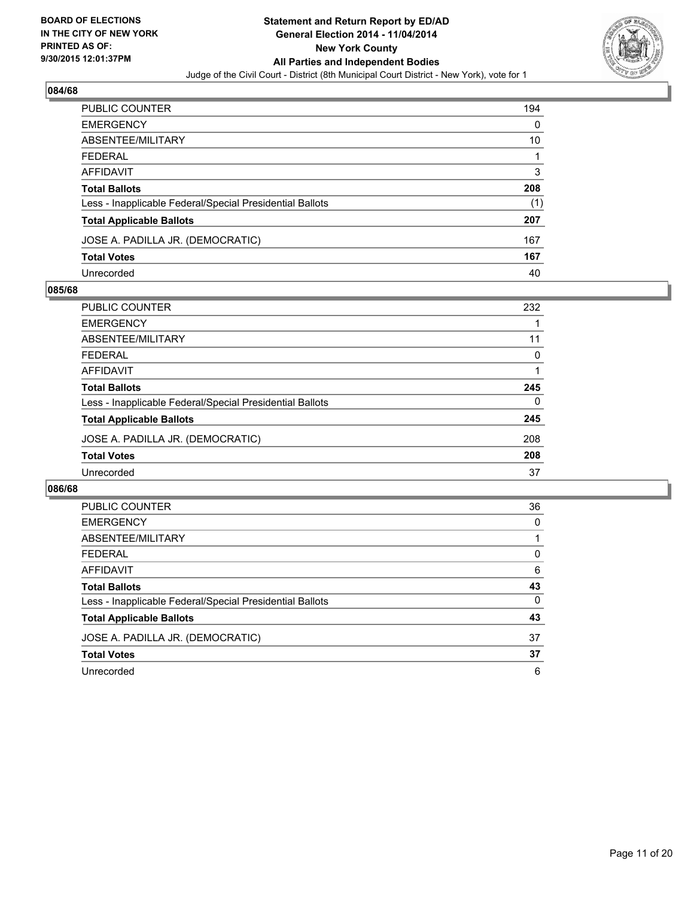## 084/68

| | |
|---|---|
| PUBLIC COUNTER | 194 |
| EMERGENCY | 0 |
| ABSENTEE/MILITARY | 10 |
| FEDERAL | 1 |
| AFFIDAVIT | 3 |
| **Total Ballots** | **208** |
| Less - Inapplicable Federal/Special Presidential Ballots | (1) |
| **Total Applicable Ballots** | **207** |
| JOSE A. PADILLA JR. (DEMOCRATIC) | 167 |
| **Total Votes** | **167** |
| Unrecorded | 40 |

## 085/68

| | |
|---|---|
| PUBLIC COUNTER | 232 |
| EMERGENCY | 1 |
| ABSENTEE/MILITARY | 11 |
| FEDERAL | 0 |
| AFFIDAVIT | 1 |
| **Total Ballots** | **245** |
| Less - Inapplicable Federal/Special Presidential Ballots | 0 |
| **Total Applicable Ballots** | **245** |
| JOSE A. PADILLA JR. (DEMOCRATIC) | 208 |
| **Total Votes** | **208** |
| Unrecorded | 37 |

## 086/68

| | |
|---|---|
| PUBLIC COUNTER | 36 |
| EMERGENCY | 0 |
| ABSENTEE/MILITARY | 1 |
| FEDERAL | 0 |
| AFFIDAVIT | 6 |
| **Total Ballots** | **43** |
| Less - Inapplicable Federal/Special Presidential Ballots | 0 |
| **Total Applicable Ballots** | **43** |
| JOSE A. PADILLA JR. (DEMOCRATIC) | 37 |
| **Total Votes** | **37** |
| Unrecorded | 6 |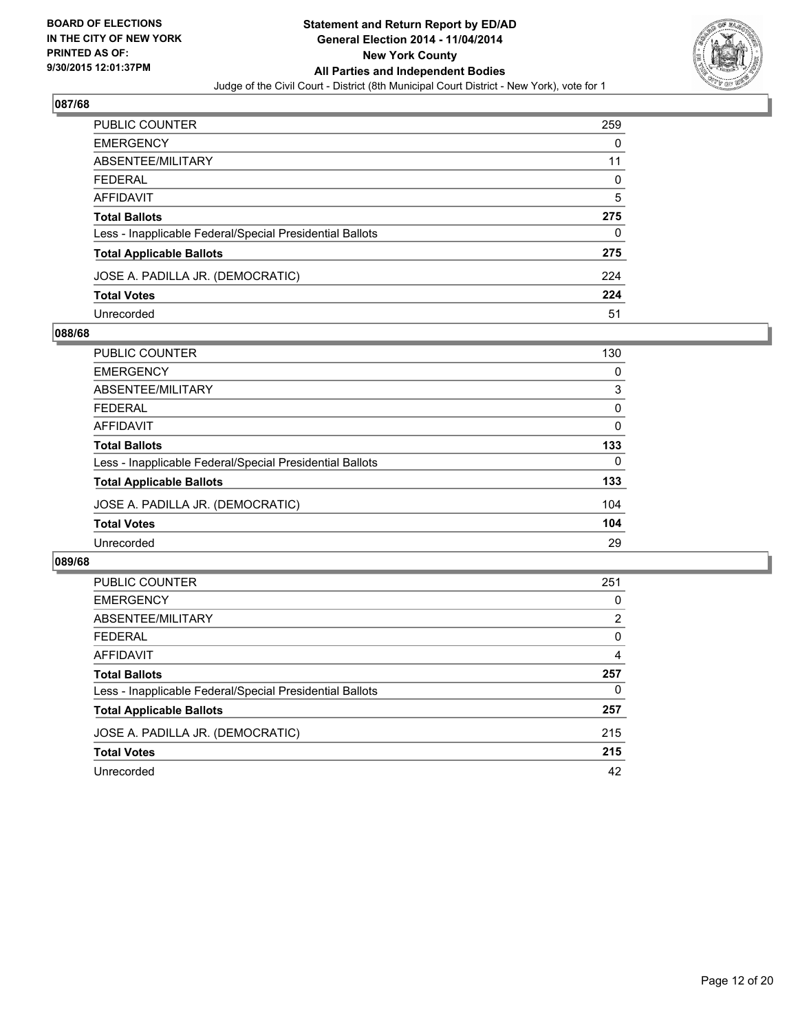**BOARD OF ELECTIONS IN THE CITY OF NEW YORK PRINTED AS OF: 9/30/2015 12:01:37PM**

**Statement and Return Report by ED/AD**
**General Election 2014 - 11/04/2014**
**New York County**
**All Parties and Independent Bodies**
Judge of the Civil Court - District (8th Municipal Court District - New York), vote for 1

## 087/68

| | |
|---|---|
| PUBLIC COUNTER | 259 |
| EMERGENCY | 0 |
| ABSENTEE/MILITARY | 11 |
| FEDERAL | 0 |
| AFFIDAVIT | 5 |
| **Total Ballots** | **275** |
| Less - Inapplicable Federal/Special Presidential Ballots | 0 |
| **Total Applicable Ballots** | **275** |
| JOSE A. PADILLA JR. (DEMOCRATIC) | 224 |
| **Total Votes** | **224** |
| Unrecorded | 51 |

## 088/68

| | |
|---|---|
| PUBLIC COUNTER | 130 |
| EMERGENCY | 0 |
| ABSENTEE/MILITARY | 3 |
| FEDERAL | 0 |
| AFFIDAVIT | 0 |
| **Total Ballots** | **133** |
| Less - Inapplicable Federal/Special Presidential Ballots | 0 |
| **Total Applicable Ballots** | **133** |
| JOSE A. PADILLA JR. (DEMOCRATIC) | 104 |
| **Total Votes** | **104** |
| Unrecorded | 29 |

## 089/68

| | |
|---|---|
| PUBLIC COUNTER | 251 |
| EMERGENCY | 0 |
| ABSENTEE/MILITARY | 2 |
| FEDERAL | 0 |
| AFFIDAVIT | 4 |
| **Total Ballots** | **257** |
| Less - Inapplicable Federal/Special Presidential Ballots | 0 |
| **Total Applicable Ballots** | **257** |
| JOSE A. PADILLA JR. (DEMOCRATIC) | 215 |
| **Total Votes** | **215** |
| Unrecorded | 42 |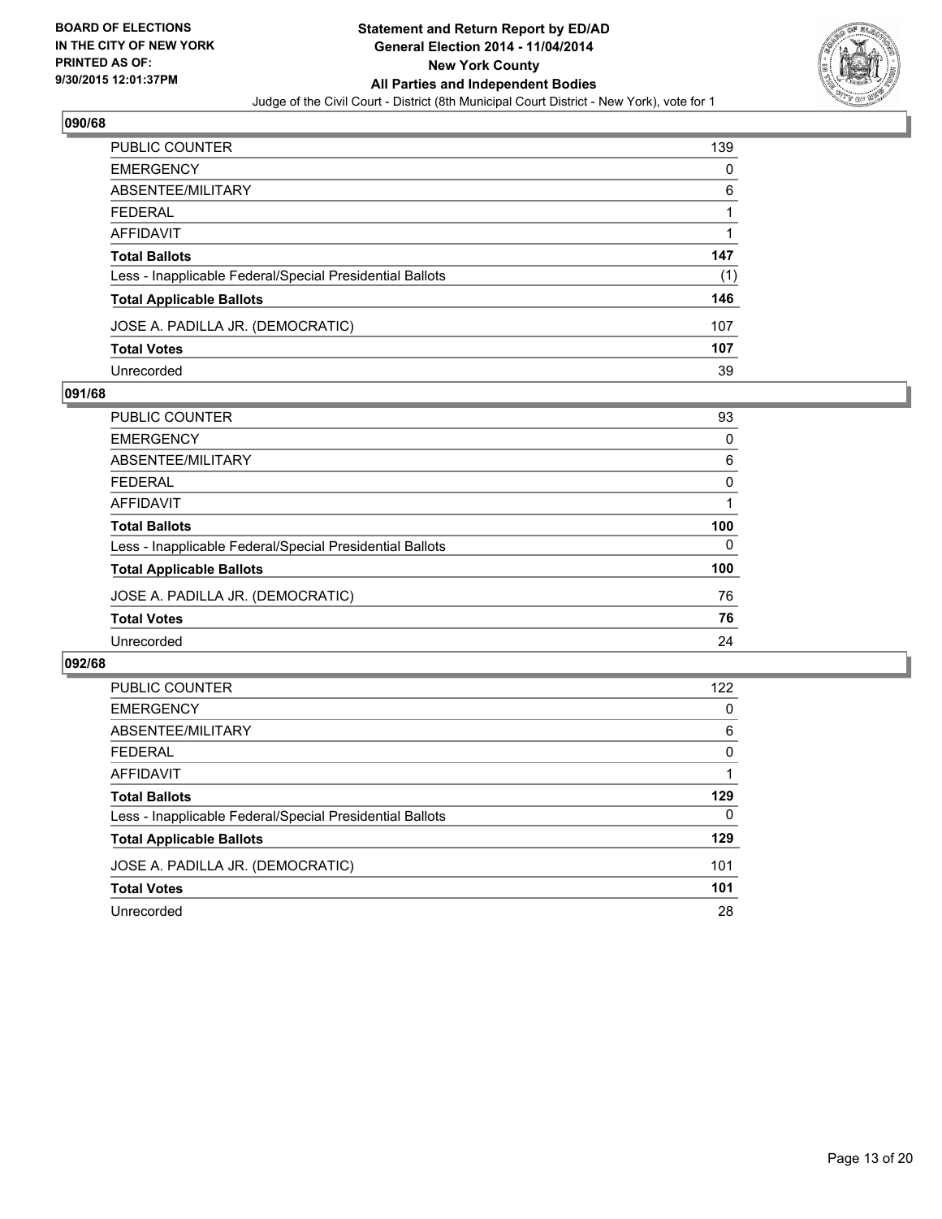**BOARD OF ELECTIONS IN THE CITY OF NEW YORK PRINTED AS OF: 9/30/2015 12:01:37PM**

**Statement and Return Report by ED/AD General Election 2014 - 11/04/2014 New York County All Parties and Independent Bodies**

Judge of the Civil Court - District (8th Municipal Court District - New York), vote for 1

## 090/68

| | |
|---|---|
| PUBLIC COUNTER | 139 |
| EMERGENCY | 0 |
| ABSENTEE/MILITARY | 6 |
| FEDERAL | 1 |
| AFFIDAVIT | 1 |
| **Total Ballots** | **147** |
| Less - Inapplicable Federal/Special Presidential Ballots | (1) |
| **Total Applicable Ballots** | **146** |
| JOSE A. PADILLA JR. (DEMOCRATIC) | 107 |
| **Total Votes** | **107** |
| Unrecorded | 39 |

## 091/68

| | |
|---|---|
| PUBLIC COUNTER | 93 |
| EMERGENCY | 0 |
| ABSENTEE/MILITARY | 6 |
| FEDERAL | 0 |
| AFFIDAVIT | 1 |
| **Total Ballots** | **100** |
| Less - Inapplicable Federal/Special Presidential Ballots | 0 |
| **Total Applicable Ballots** | **100** |
| JOSE A. PADILLA JR. (DEMOCRATIC) | 76 |
| **Total Votes** | **76** |
| Unrecorded | 24 |

## 092/68

| | |
|---|---|
| PUBLIC COUNTER | 122 |
| EMERGENCY | 0 |
| ABSENTEE/MILITARY | 6 |
| FEDERAL | 0 |
| AFFIDAVIT | 1 |
| **Total Ballots** | **129** |
| Less - Inapplicable Federal/Special Presidential Ballots | 0 |
| **Total Applicable Ballots** | **129** |
| JOSE A. PADILLA JR. (DEMOCRATIC) | 101 |
| **Total Votes** | **101** |
| Unrecorded | 28 |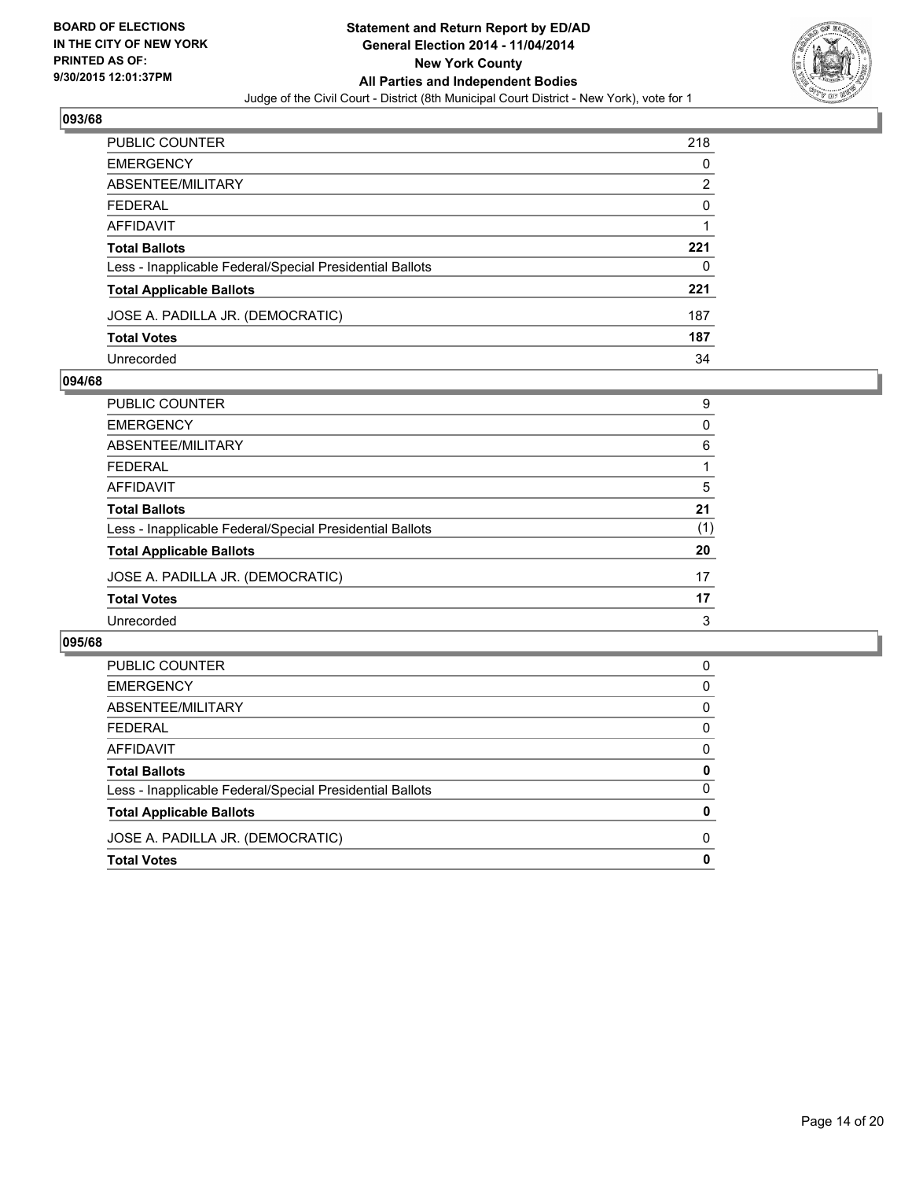**BOARD OF ELECTIONS IN THE CITY OF NEW YORK PRINTED AS OF: 9/30/2015 12:01:37PM**

**Statement and Return Report by ED/AD**
**General Election 2014 - 11/04/2014**
**New York County**
**All Parties and Independent Bodies**
Judge of the Civil Court - District (8th Municipal Court District - New York), vote for 1

### 093/68

| | |
|---|---|
| PUBLIC COUNTER | 218 |
| EMERGENCY | 0 |
| ABSENTEE/MILITARY | 2 |
| FEDERAL | 0 |
| AFFIDAVIT | 1 |
| **Total Ballots** | **221** |
| Less - Inapplicable Federal/Special Presidential Ballots | 0 |
| **Total Applicable Ballots** | **221** |
| JOSE A. PADILLA JR. (DEMOCRATIC) | 187 |
| **Total Votes** | **187** |
| Unrecorded | 34 |

### 094/68

| | |
|---|---|
| PUBLIC COUNTER | 9 |
| EMERGENCY | 0 |
| ABSENTEE/MILITARY | 6 |
| FEDERAL | 1 |
| AFFIDAVIT | 5 |
| **Total Ballots** | **21** |
| Less - Inapplicable Federal/Special Presidential Ballots | (1) |
| **Total Applicable Ballots** | **20** |
| JOSE A. PADILLA JR. (DEMOCRATIC) | 17 |
| **Total Votes** | **17** |
| Unrecorded | 3 |

### 095/68

| | |
|---|---|
| PUBLIC COUNTER | 0 |
| EMERGENCY | 0 |
| ABSENTEE/MILITARY | 0 |
| FEDERAL | 0 |
| AFFIDAVIT | 0 |
| **Total Ballots** | **0** |
| Less - Inapplicable Federal/Special Presidential Ballots | 0 |
| **Total Applicable Ballots** | **0** |
| JOSE A. PADILLA JR. (DEMOCRATIC) | 0 |
| **Total Votes** | **0** |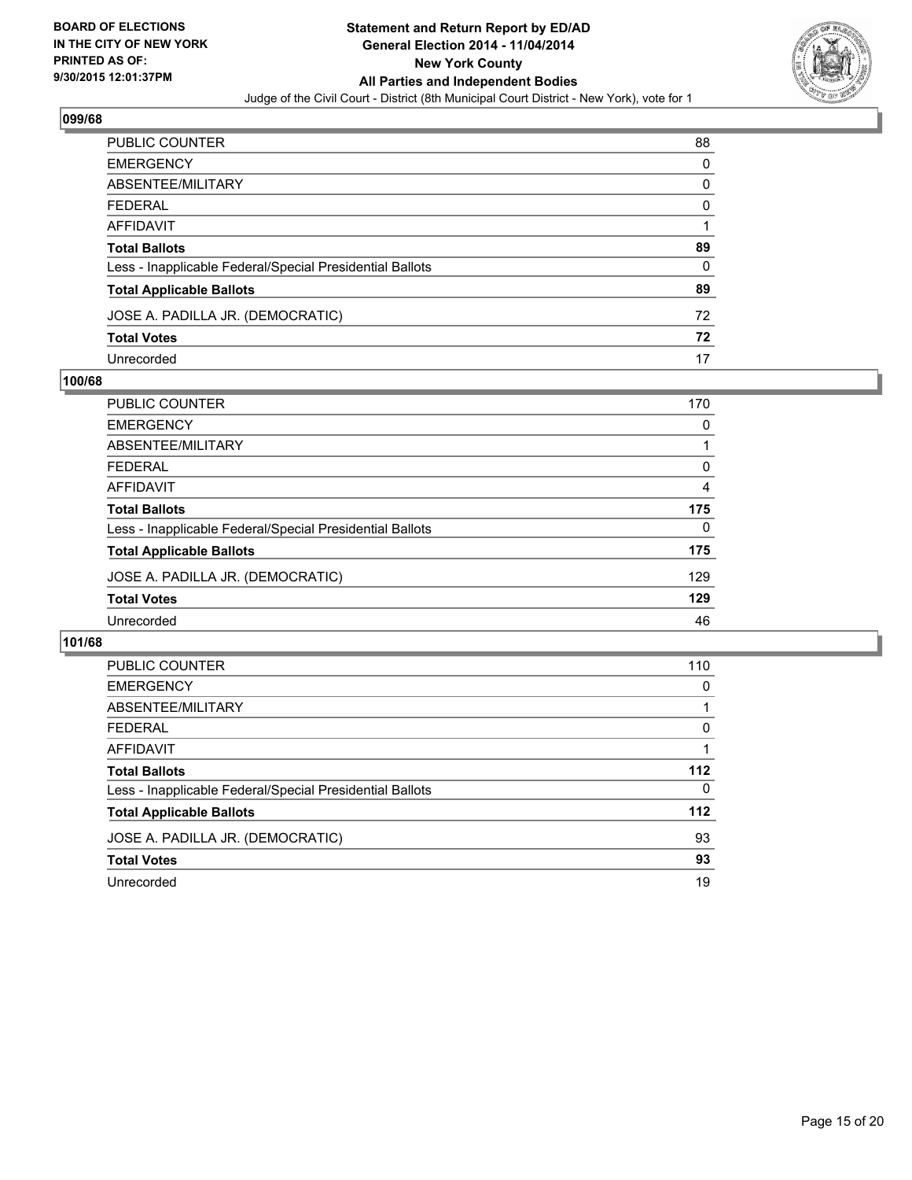## 099/68

| | |
|---|---|
| PUBLIC COUNTER | 88 |
| EMERGENCY | 0 |
| ABSENTEE/MILITARY | 0 |
| FEDERAL | 0 |
| AFFIDAVIT | 1 |
| **Total Ballots** | **89** |
| Less - Inapplicable Federal/Special Presidential Ballots | 0 |
| **Total Applicable Ballots** | **89** |
| JOSE A. PADILLA JR. (DEMOCRATIC) | 72 |
| **Total Votes** | **72** |
| Unrecorded | 17 |

## 100/68

| | |
|---|---|
| PUBLIC COUNTER | 170 |
| EMERGENCY | 0 |
| ABSENTEE/MILITARY | 1 |
| FEDERAL | 0 |
| AFFIDAVIT | 4 |
| **Total Ballots** | **175** |
| Less - Inapplicable Federal/Special Presidential Ballots | 0 |
| **Total Applicable Ballots** | **175** |
| JOSE A. PADILLA JR. (DEMOCRATIC) | 129 |
| **Total Votes** | **129** |
| Unrecorded | 46 |

## 101/68

| | |
|---|---|
| PUBLIC COUNTER | 110 |
| EMERGENCY | 0 |
| ABSENTEE/MILITARY | 1 |
| FEDERAL | 0 |
| AFFIDAVIT | 1 |
| **Total Ballots** | **112** |
| Less - Inapplicable Federal/Special Presidential Ballots | 0 |
| **Total Applicable Ballots** | **112** |
| JOSE A. PADILLA JR. (DEMOCRATIC) | 93 |
| **Total Votes** | **93** |
| Unrecorded | 19 |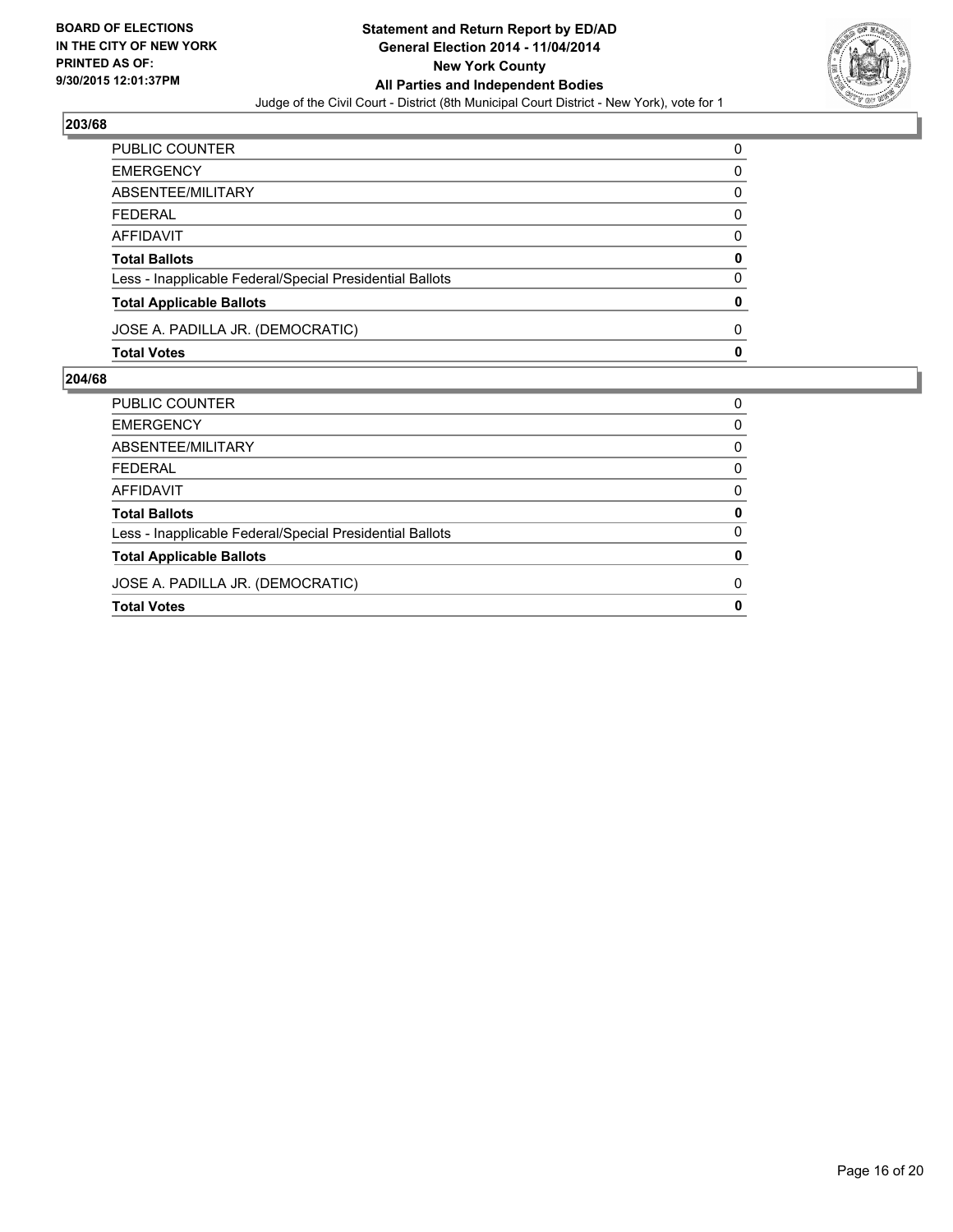**BOARD OF ELECTIONS IN THE CITY OF NEW YORK PRINTED AS OF: 9/30/2015 12:01:37PM**

**Statement and Return Report by ED/AD**
**General Election 2014 - 11/04/2014**
**New York County**
**All Parties and Independent Bodies**
Judge of the Civil Court - District (8th Municipal Court District - New York), vote for 1

### 203/68

| | |
|---|---|
| PUBLIC COUNTER | 0 |
| EMERGENCY | 0 |
| ABSENTEE/MILITARY | 0 |
| FEDERAL | 0 |
| AFFIDAVIT | 0 |
| **Total Ballots** | **0** |
| Less - Inapplicable Federal/Special Presidential Ballots | 0 |
| **Total Applicable Ballots** | **0** |
| JOSE A. PADILLA JR. (DEMOCRATIC) | 0 |
| **Total Votes** | **0** |

### 204/68

| | |
|---|---|
| PUBLIC COUNTER | 0 |
| EMERGENCY | 0 |
| ABSENTEE/MILITARY | 0 |
| FEDERAL | 0 |
| AFFIDAVIT | 0 |
| **Total Ballots** | **0** |
| Less - Inapplicable Federal/Special Presidential Ballots | 0 |
| **Total Applicable Ballots** | **0** |
| JOSE A. PADILLA JR. (DEMOCRATIC) | 0 |
| **Total Votes** | **0** |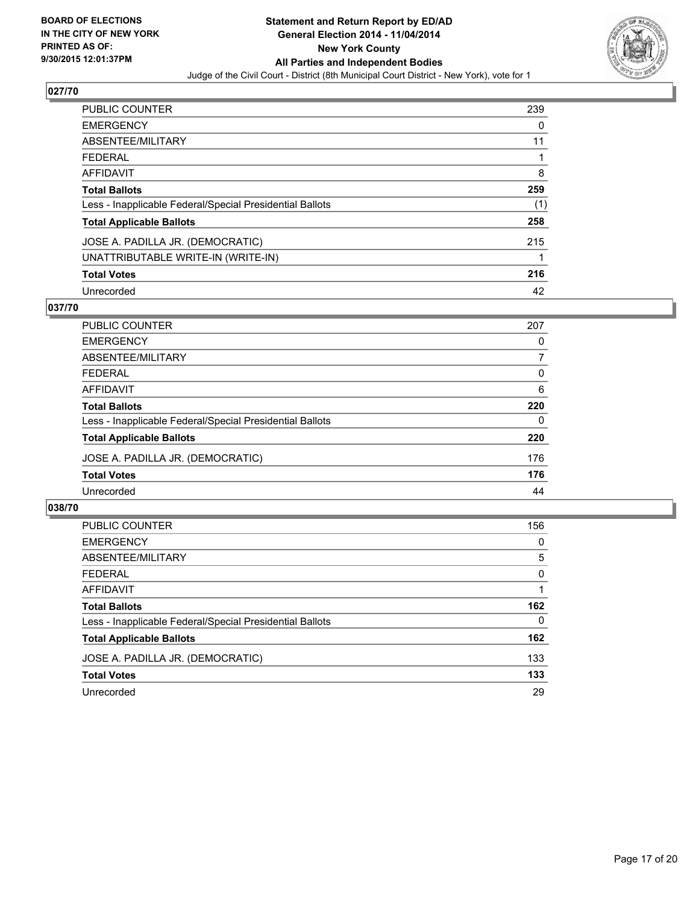**BOARD OF ELECTIONS IN THE CITY OF NEW YORK PRINTED AS OF: 9/30/2015 12:01:37PM**

**Statement and Return Report by ED/AD General Election 2014 - 11/04/2014 New York County All Parties and Independent Bodies**

Judge of the Civil Court - District (8th Municipal Court District - New York), vote for 1

### 027/70

| | |
|---|---|
| PUBLIC COUNTER | 239 |
| EMERGENCY | 0 |
| ABSENTEE/MILITARY | 11 |
| FEDERAL | 1 |
| AFFIDAVIT | 8 |
| **Total Ballots** | **259** |
| Less - Inapplicable Federal/Special Presidential Ballots | (1) |
| **Total Applicable Ballots** | **258** |
| JOSE A. PADILLA JR. (DEMOCRATIC) | 215 |
| UNATTRIBUTABLE WRITE-IN (WRITE-IN) | 1 |
| **Total Votes** | **216** |
| Unrecorded | 42 |

### 037/70

| | |
|---|---|
| PUBLIC COUNTER | 207 |
| EMERGENCY | 0 |
| ABSENTEE/MILITARY | 7 |
| FEDERAL | 0 |
| AFFIDAVIT | 6 |
| **Total Ballots** | **220** |
| Less - Inapplicable Federal/Special Presidential Ballots | 0 |
| **Total Applicable Ballots** | **220** |
| JOSE A. PADILLA JR. (DEMOCRATIC) | 176 |
| **Total Votes** | **176** |
| Unrecorded | 44 |

### 038/70

| | |
|---|---|
| PUBLIC COUNTER | 156 |
| EMERGENCY | 0 |
| ABSENTEE/MILITARY | 5 |
| FEDERAL | 0 |
| AFFIDAVIT | 1 |
| **Total Ballots** | **162** |
| Less - Inapplicable Federal/Special Presidential Ballots | 0 |
| **Total Applicable Ballots** | **162** |
| JOSE A. PADILLA JR. (DEMOCRATIC) | 133 |
| **Total Votes** | **133** |
| Unrecorded | 29 |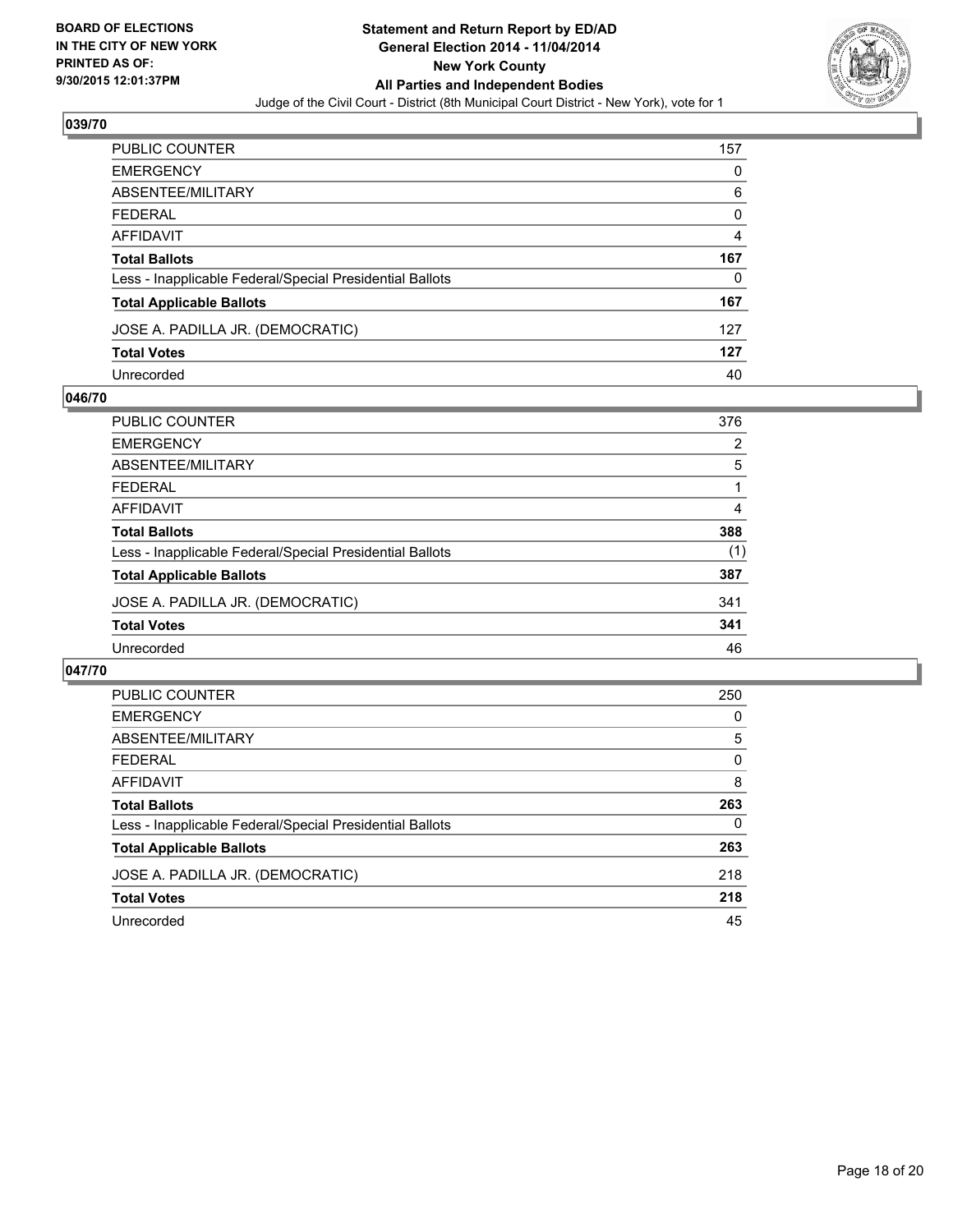BOARD OF ELECTIONS
IN THE CITY OF NEW YORK
PRINTED AS OF:
9/30/2015 12:01:37PM

**Statement and Return Report by ED/AD**
**General Election 2014 - 11/04/2014**
**New York County**
**All Parties and Independent Bodies**
Judge of the Civil Court - District (8th Municipal Court District - New York), vote for 1

### 039/70

| | |
|---|---|
| PUBLIC COUNTER | 157 |
| EMERGENCY | 0 |
| ABSENTEE/MILITARY | 6 |
| FEDERAL | 0 |
| AFFIDAVIT | 4 |
| **Total Ballots** | **167** |
| Less - Inapplicable Federal/Special Presidential Ballots | 0 |
| **Total Applicable Ballots** | **167** |
| JOSE A. PADILLA JR. (DEMOCRATIC) | 127 |
| **Total Votes** | **127** |
| Unrecorded | 40 |

### 046/70

| | |
|---|---|
| PUBLIC COUNTER | 376 |
| EMERGENCY | 2 |
| ABSENTEE/MILITARY | 5 |
| FEDERAL | 1 |
| AFFIDAVIT | 4 |
| **Total Ballots** | **388** |
| Less - Inapplicable Federal/Special Presidential Ballots | (1) |
| **Total Applicable Ballots** | **387** |
| JOSE A. PADILLA JR. (DEMOCRATIC) | 341 |
| **Total Votes** | **341** |
| Unrecorded | 46 |

### 047/70

| | |
|---|---|
| PUBLIC COUNTER | 250 |
| EMERGENCY | 0 |
| ABSENTEE/MILITARY | 5 |
| FEDERAL | 0 |
| AFFIDAVIT | 8 |
| **Total Ballots** | **263** |
| Less - Inapplicable Federal/Special Presidential Ballots | 0 |
| **Total Applicable Ballots** | **263** |
| JOSE A. PADILLA JR. (DEMOCRATIC) | 218 |
| **Total Votes** | **218** |
| Unrecorded | 45 |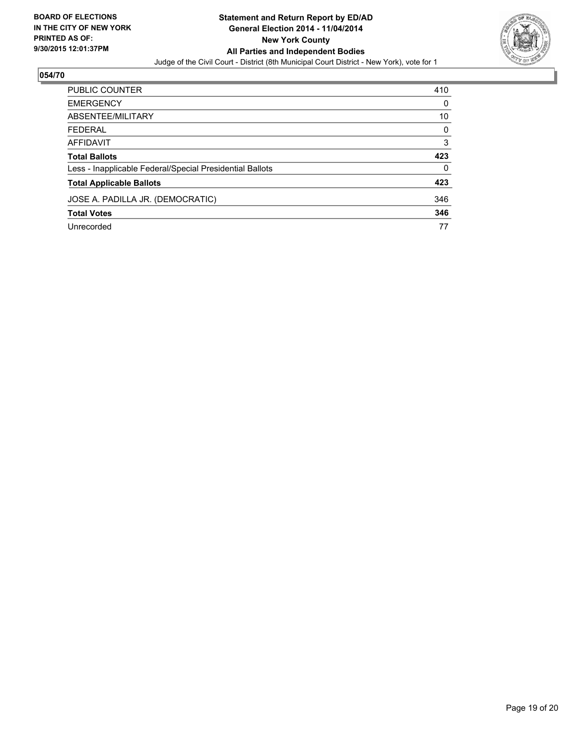**BOARD OF ELECTIONS IN THE CITY OF NEW YORK PRINTED AS OF: 9/30/2015 12:01:37PM**

**Statement and Return Report by ED/AD**
**General Election 2014 - 11/04/2014**
**New York County**
**All Parties and Independent Bodies**
Judge of the Civil Court - District (8th Municipal Court District - New York), vote for 1

## 054/70

| | |
|---|---|
| PUBLIC COUNTER | 410 |
| EMERGENCY | 0 |
| ABSENTEE/MILITARY | 10 |
| FEDERAL | 0 |
| AFFIDAVIT | 3 |
| **Total Ballots** | **423** |
| Less - Inapplicable Federal/Special Presidential Ballots | 0 |
| **Total Applicable Ballots** | **423** |
| JOSE A. PADILLA JR. (DEMOCRATIC) | 346 |
| **Total Votes** | **346** |
| Unrecorded | 77 |